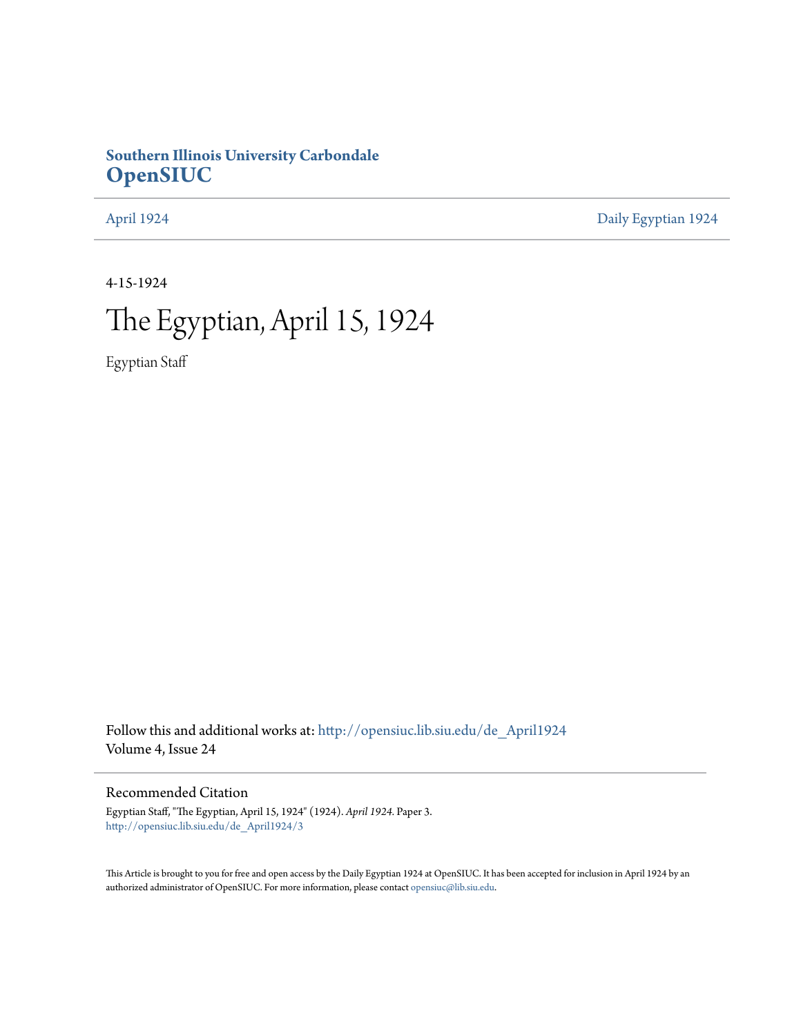Southern Illinois University Carbondale
**OpenSIUC**

April 1924 | Daily Egyptian 1924

4-15-1924

# The Egyptian, April 15, 1924

Egyptian Staff

Follow this and additional works at: http://opensiuc.lib.siu.edu/de_April1924
Volume 4, Issue 24

## Recommended Citation

Egyptian Staff, "The Egyptian, April 15, 1924" (1924). *April 1924.* Paper 3.
http://opensiuc.lib.siu.edu/de_April1924/3

This Article is brought to you for free and open access by the Daily Egyptian 1924 at OpenSIUC. It has been accepted for inclusion in April 1924 by an authorized administrator of OpenSIUC. For more information, please contact opensiuc@lib.siu.edu.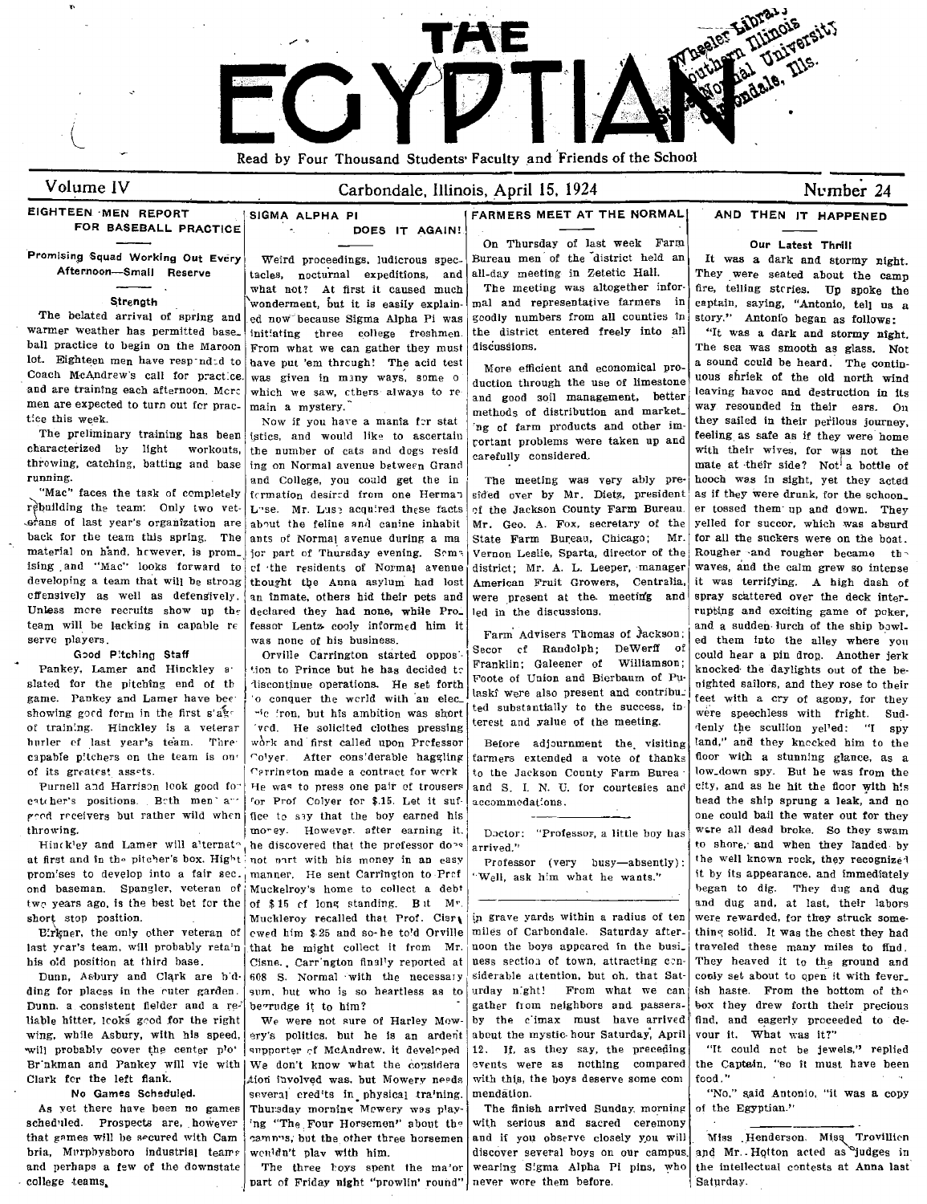# THE EGYPTIAN

Read by Four Thousand Students' Faculty and Friends of the School

Volume IV — Carbondale, Illinois, April 15, 1924 — Number 24

## EIGHTEEN MEN REPORT FOR BASEBALL PRACTICE

### Promising Squad Working Out Every Afternoon—Small Reserve Strength

The belated arrival of spring and warmer weather has permitted baseball practice to begin on the Maroon lot. Eighteen men have responded to Coach McAndrew's call for practice and are training each afternoon. More men are expected to turn out for practice this week.

The preliminary training has been characterized by light workouts, throwing, catching, batting and base running.

"Mac" faces the task of completely rebuilding the team: Only two veterans of last year's organization are back for the team this spring. The material on hand, however, is promising and "Mac" looks forward to developing a team that will be strong offensively as well as defensively. Unless more recruits show up the team will be lacking in capable reserve players.

### Good Pitching Staff

Pankey, Lamer and Hinckley are slated for the pitching end of the game. Pankey and Lamer have been showing good form in the first stage of training. Hinckley is a veteran hurler of last year's team. Three capable pitchers on the team is one of its greatest assets.

Purnell and Harrison look good for catcher's positions. Both men are good receivers but rather wild when throwing.

Hinckley and Lamer will alternate at first and in the pitcher's box. Hight promises to develop into a fair second baseman. Spangler, veteran of two years ago, is the best bet for the short stop position.

Birkner, the only other veteran of last year's team, will probably retain his old position at third base.

Dunn, Asbury and Clark are bidding for places in the outer garden. Dunn, a consistent fielder and a reliable hitter, looks good for the right wing, while Asbury, with his speed, will probably cover the center plot. Brinkman and Pankey will vie with Clark for the left flank.

### No Games Scheduled.

As yet there have been no games scheduled. Prospects are, however that games will be secured with Cambria, Murphysboro industrial teams and perhaps a few of the downstate college teams.

## SIGMA ALPHA PI DOES IT AGAIN!

Weird proceedings, ludicrous spectacles, nocturnal expeditions, and what not? At first it caused much wonderment, but it is easily explained now because Sigma Alpha Pi was initiating three college freshmen. From what we can gather they must have put 'em through! The acid test was given in many ways, some of which we saw, others always to remain a mystery.

Now if you have a mania for statistics, and would like to ascertain the number of cats and dogs residing on Normal avenue between Grand and College, you could get the information desired from one Herman Luse. Mr. Luse acquired these facts about the feline and canine inhabitants of Normal avenue during a major part of Thursday evening. Some of the residents of Normal avenue thought the Anna asylum had lost an inmate, others hid their pets and declared they had none, while Professor Lentz cooly informed him it was none of his business.

Orville Carrington started opposition to Prince but he has decided to discontinue operations. He set forth to conquer the world with an electric iron, but his ambition was short lived. He solicited clothes pressing work and first called upon Professor Colyer. After considerable haggling Carrington made a contract for work. He was to press one pair of trousers for Prof Colyer for $.15. Let it suffice to say that the boy earned his money. However. after earning it, he discovered that the professor does not part with his money in an easy manner. He sent Carrington to Prof Muckelroy's home to collect a debt of $.15 of long standing. But Mr. Muckleroy recalled that Prof. Cisne owed him $.25 and so he told Orville that he might collect it from Mr. Cisne. Carrington finally reported at 608 S. Normal with the necessary sum, but who is so heartless as to begrudge it to him?

We were not sure of Harley Mowery's politics, but he is an ardent supporter of McAndrew. it developed We don't know what the consideration involved was, but Mowery needs several credits in physical training. Thursday morning Mowery was playing "The Four Horsemen" about the campus, but the other three horsemen wouldn't play with him.

The three boys spent the major part of Friday night "prowlin' round" in grave yards within a radius of ten miles of Carbondale. Saturday afternoon the boys appeared in the business section of town, attracting considerable attention, but oh, that Saturday night! From what we can gather from neighbors and passers-by the climax must have arrived about the mystic hour Saturday, April 12. If, as they say, the preceding events were as nothing compared with this, the boys deserve some commendation.

The finish arrived Sunday morning with serious and sacred ceremony and if you observe closely you will discover several boys on our campus, wearing Sigma Alpha Pi pins, who never wore them before.

## FARMERS MEET AT THE NORMAL

On Thursday of last week Farm Bureau men of the district held an all-day meeting in Zetetic Hall.

The meeting was altogether informal and representative farmers in goodly numbers from all counties in the district entered freely into all discussions.

More efficient and economical production through the use of limestone and good soil management, better methods of distribution and marketing of farm products and other important problems were taken up and carefully considered.

The meeting was very ably presided over by Mr. Dietz, president of the Jackson County Farm Bureau. Mr. Geo. A. Fox, secretary of the State Farm Bureau, Chicago; Mr. Vernon Leslie, Sparta, director of the district; Mr. A. L. Leeper, manager American Fruit Growers, Centralia, were present at the meeting and led in the discussions.

Farm Advisers Thomas of Jackson; Secor of Randolph; DeWerff of Franklin; Galeener of Williamson; Foote of Union and Bierbaum of Pulaski were also present and contributed substantially to the success, interest and value of the meeting.

Before adjournment the visiting farmers extended a vote of thanks to the Jackson County Farm Bureau and S. I. N. U. for courtesies and accommodations.

---

Doctor: "Professor, a little boy has arrived."

Professor (very busy—absently): "Well, ask him what he wants."

## AND THEN IT HAPPENED

### Our Latest Thrill

It was a dark and stormy night. They were seated about the camp fire, telling stories. Up spoke the captain, saying, "Antonio, tell us a story." Antonio began as follows:

"It was a dark and stormy night. The sea was smooth as glass. Not a sound could be heard. The continuous shriek of the old north wind leaving havoc and destruction in its way resounded in their ears. On they sailed in their perilous journey, feeling as safe as if they were home with their wives, for was not the mate at their side? Not a bottle of hooch was in sight, yet they acted as if they were drunk, for the schooner tossed them up and down. They yelled for succor, which was absurd for all the suckers were on the boat. Rougher and rougher became the waves, and the calm grew so intense it was terrifying. A high dash of spray scattered over the deck interrupting and exciting game of poker, and a sudden lurch of the ship bowled them into the alley where you could hear a pin drop. Another jerk knocked the daylights out of the benighted sailors, and they rose to their feet with a cry of agony, for they were speechless with fright. Suddenly the scullion yelled: "I spy land," and they knocked him to the floor with a stunning glance, as a low-down spy. But he was from the city, and as he hit the floor with his head the ship sprung a leak, and no one could bail the water out for they were all dead broke. So they swam to shore, and when they landed by the well known rock, they recognized it by its appearance, and immediately began to dig. They dug and dug and dug and, at last, their labors were rewarded, for they struck something solid. It was the chest they had traveled these many miles to find. They heaved it to the ground and cooly set about to open it with feverish haste. From the bottom of the box they drew forth their precious find, and eagerly proceeded to devour it. What was it?"

"It could not be jewels," replied the Captain, "so it must have been food."

"No," said Antonio, "it was a copy of the Egyptian."

---

Miss Henderson, Miss Trovillion and Mr. Holton acted as judges in the intellectual contests at Anna last Saturday.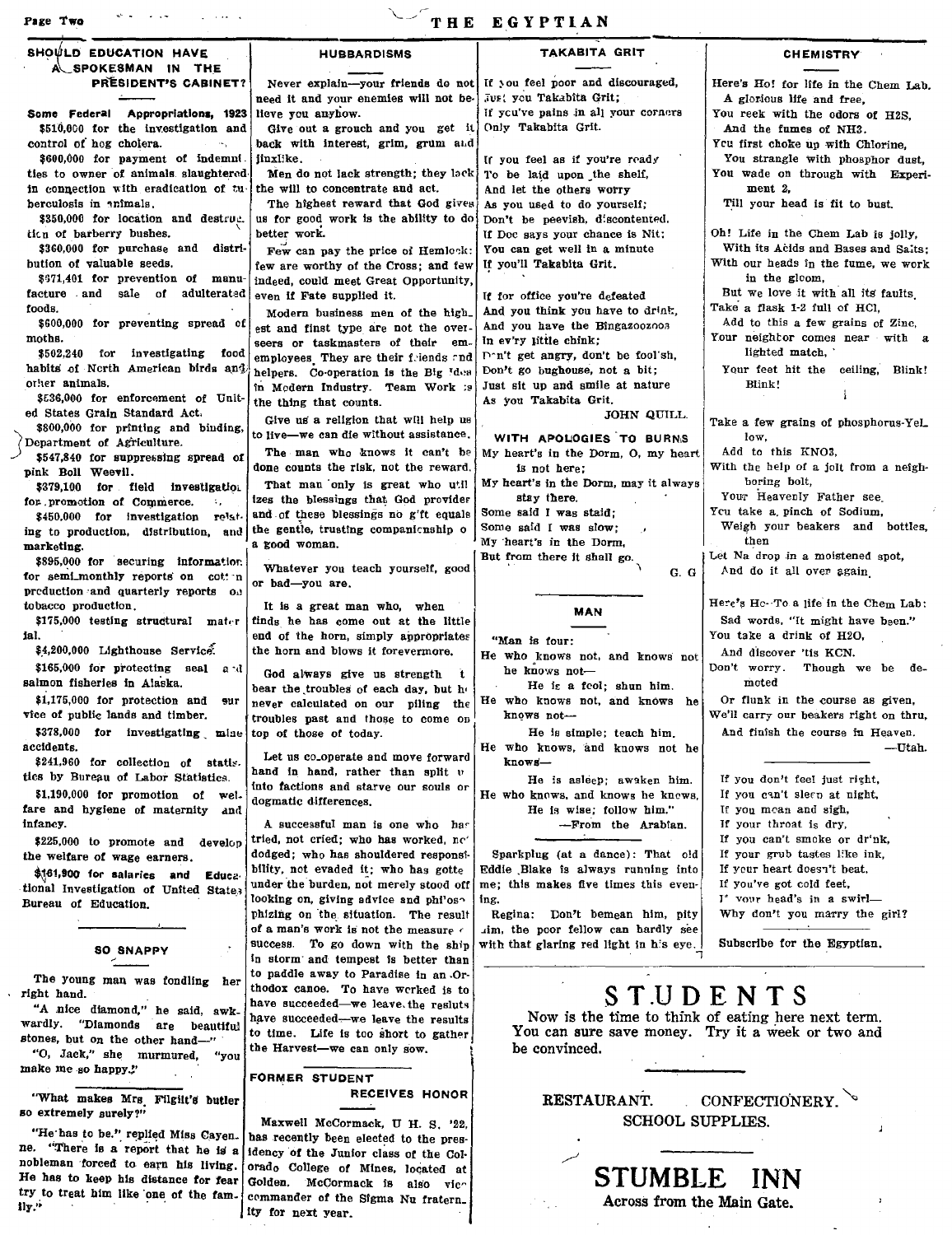## SHOULD EDUCATION HAVE A SPOKESMAN IN THE PRESIDENT'S CABINET?

**Some Federal Appropriations, 1923**

$510,000 for the investigation and control of hog cholera.

$600,000 for payment of indemnities to owner of animals slaughtered in connection with eradication of tuberculosis in animals.

$350,000 for location and destruction of barberry bushes.

$360,000 for purchase and distribution of valuable seeds.

$671,401 for prevention of manufacture and sale of adulterated foods.

$600,000 for preventing spread of moths.

$502,240 for investigating food habits of North American birds and other animals.

$536,000 for enforcement of United States Grain Standard Act.

$800,000 for printing and binding, Department of Agriculture.

$547,840 for suppressing spread of pink Boll Weevil.

$379,100 for field investigation for promotion of Commerce.

$450,000 for investigation relating to production, distribution, and marketing.

$895,000 for securing information for semi-monthly reports on cotton production and quarterly reports on tobacco production.

$175,000 testing structural material.

$4,200,000 Lighthouse Service.

$165,000 for protecting seal and salmon fisheries in Alaska.

$1,175,000 for protection and survice of public lands and timber.

$378,000 for investigating mine accidents.

$241,960 for collection of statistics by Bureau of Labor Statistics.

$1,190,000 for promotion of welfare and hygiene of maternity and infancy.

$225,000 to promote and develop the welfare of wage earners.

$161,900 for salaries and Educational Investigation of United States Bureau of Education.

## SO SNAPPY

The young man was fondling her right hand.

"A nice diamond," he said, awkwardly. "Diamonds are beautiful stones, but on the other hand—"

"O, Jack," she murmured, "you make me so happy."

"What makes Mrs. Filgilt's butler so extremely surely?"

"He has to be," replied Miss Cayenne. "There is a report that he is a nobleman forced to earn his living. He has to keep his distance for fear try to treat him like one of the family."

## HUBBARDISMS

Never explain—your friends do not need it and your enemies will not believe you anyhow.

Give out a grouch and you get it back with interest, grim, grum and jinxlike.

Men do not lack strength; they lack the will to concentrate and act.

The highest reward that God gives us for good work is the ability to do better work.

Few can pay the price of Hemlock: few are worthy of the Cross; and few indeed, could meet Great Opportunity, even if Fate supplied it.

Modern business men of the highest and finest type are not the overseers or taskmasters of their employees. They are their friends and helpers. Co-operation is the Big Idea in Modern Industry. Team Work is the thing that counts.

Give us a religion that will help us to live—we can die without assistance.

The man who knows it can't be done counts the risk, not the reward.

That man only is great who utilizes the blessings that God provides and of these blessings no gift equals the gentle, trusting companionship of a good woman.

Whatever you teach yourself, good or bad—you are.

It is a great man who, when finds he has come out at the little end of the horn, simply appropriates the horn and blows it forevermore.

God always give us strength to bear the troubles of each day, but he never calculated on our piling the troubles past and those to come on top of those of today.

Let us co-operate and move forward hand in hand, rather than split up into factions and starve our souls on dogmatic differences.

A successful man is one who has tried, not cried; who has worked, not dodged; who has shouldered responsibility, not evaded it; who has gotten under the burden, not merely stood off looking on, giving advice and philosophizing on the situation. The result of a man's work is not the measure of success. To go down with the ship in storm and tempest is better than to paddle away to Paradise in an Orthodox canoe. To have worked is to have succeeded—we leave the resluts have succeeded—we leave the results to time. Life is too short to gather the Harvest—we can only sow.

## FORMER STUDENT RECEIVES HONOR

Maxwell McCormack, U H. S. '22, has recently been elected to the presidency of the Junior class of the Colorado College of Mines, located at Golden. McCormack is also vice commander of the Sigma Nu fraternity for next year.

## TAKABITA GRIT

If you feel poor and discouraged,
Just you Takabita Grit;
If you've pains in all your corners
Only Takabita Grit.

If you feel as if you're ready
To be laid upon the shelf,
And let the others worry
As you used to do yourself;
Don't be peevish, discontented,
If Doc says your chance is Nit;
You can get well in a minute
If you'll Takabita Grit.

If for office you're defeated
And you think you have to drink,
And you have the Bingazoozoos
In ev'ry little chink;
Don't get angry, don't be foolish,
Don't go bughouse, not a bit;
Just sit up and smile at nature
As you Takabita Grit.

JOHN QUILL.

## WITH APOLOGIES TO BURNS

My heart's in the Dorm, O, my heart is not here;
My heart's in the Dorm, may it always stay there.
Some said I was staid;
Some said I was slow;
My heart's in the Dorm,
But from there it shall go.

G. G

## MAN

"Man is four:
He who knows not, and knows not he knows not—
He is a fool; shun him.
He who knows not, and knows he knows not—
He is simple; teach him.
He who knows, and knows not he knows—
He is asleep; awaken him.
He who knows, and knows he knows,
He is wise; follow him."

—From the Arabian.

Sparkplug (at a dance): That old Eddie Blake is always running into me; this makes five times this evening.

Regina: Don't bemean him, pity him, the poor fellow can hardly see with that glaring red light in his eye.

## CHEMISTRY

Here's Ho! for life in the Chem Lab.
A glorious life and free,
You reek with the odors of $H_2S$,
And the fumes of $NH_3$.
You first choke up with Chlorine,
You strangle with phosphor dust,
You wade on through with Experiment 2,
Till your head is fit to bust.

Oh! Life in the Chem Lab is jolly,
With its Acids and Bases and Salts;
With our heads in the fume, we work in the gloom,
But we love it with all its faults.
Take a flask 1-2 full of HCl,
Add to this a few grains of Zinc,
Your neighbor comes near with a lighted match,
Your feet hit the ceiling, Blink! Blink!

Take a few grains of phosphorus-Yellow,
Add to this $KNO_3$,
With the help of a jolt from a neighboring bolt,
Your Heavenly Father see.
You take a pinch of Sodium,
Weigh your beakers and bottles, then
Let Na drop in a moistened spot,
And do it all over again.

Here's Ho—To a life in the Chem Lab:
Sad words, "It might have been."
You take a drink of $H_2O$,
And discover 'tis KCN.
Don't worry. Though we be demoted
Or flunk in the course as given,
We'll carry our beakers right on thru,
And finish the course in Heaven.

—Utah.

If you don't feel just right,
If you can't sleep at night,
If you moan and sigh,
If your throat is dry,
If you can't smoke or drink,
If your grub tastes like ink,
If your heart doesn't beat,
If you've got cold feet,
If your head's in a swirl—
Why don't you marry the girl?

Subscribe for the Egyptian.

# STUDENTS

Now is the time to think of eating here next term. You can sure save money. Try it a week or two and be convinced.

RESTAURANT. CONFECTIONERY.
SCHOOL SUPPLIES.

## STUMBLE INN

Across from the Main Gate.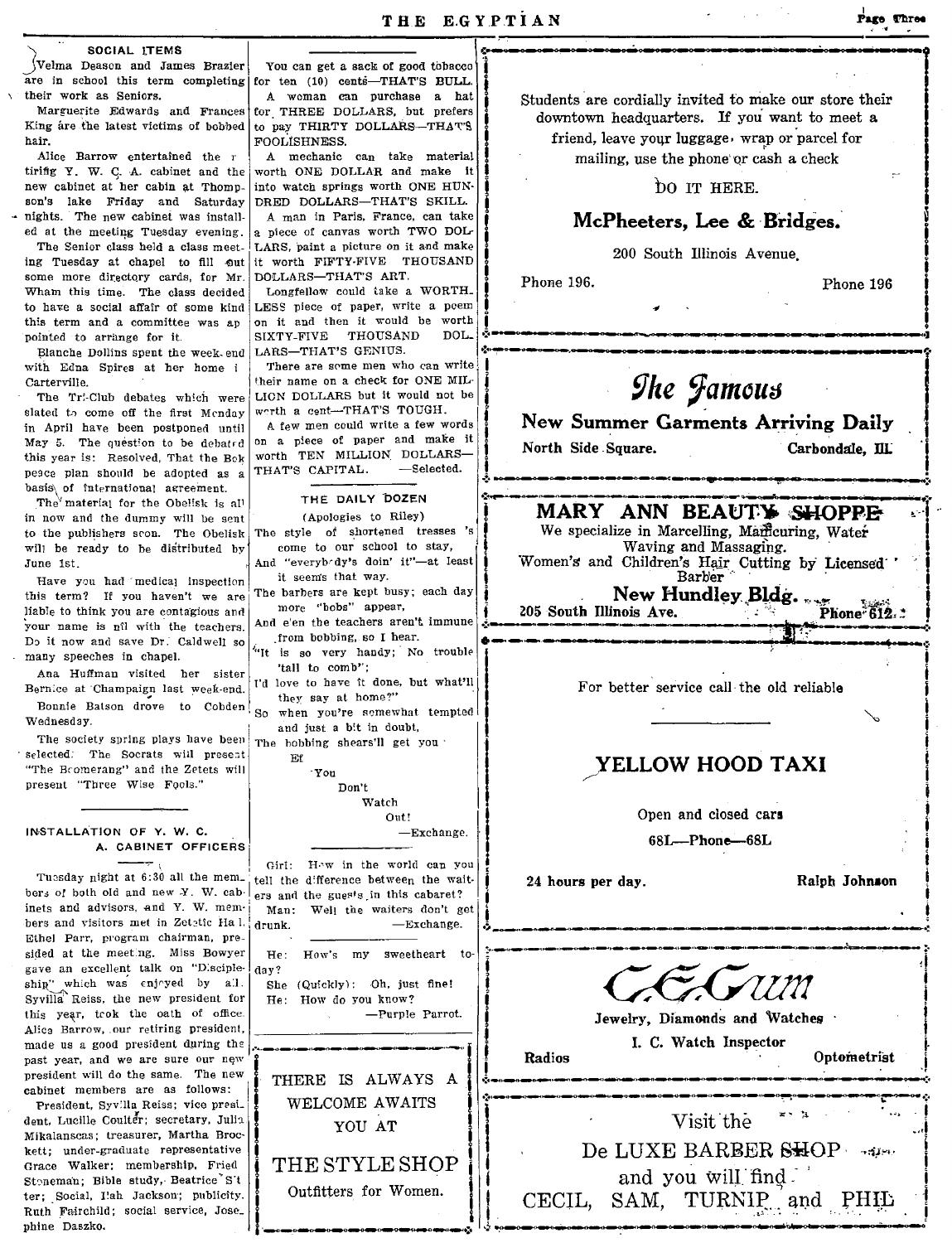## SOCIAL ITEMS

Velma Deason and James Brazier are in school this term completing their work as Seniors.

Marguerite Edwards and Frances King are the latest victims of bobbed hair.

Alice Barrow entertained the retiring Y. W. C. A. cabinet and the new cabinet at her cabin at Thompson's lake Friday and Saturday nights. The new cabinet was installed at the meeting Tuesday evening.

The Senior class held a class meeting Tuesday at chapel to fill out some more directory cards, for Mr. Wham this time. The class decided to have a social affair of some kind this term and a committee was appointed to arrange for it.

Blanche Dollins spent the week-end with Edna Spires at her home in Carterville.

The Tri-Club debates which were slated to come off the first Monday in April have been postponed until May 5. The question to be debated this year is: Resolved, That the Bok peace plan should be adopted as a basis of international agreement.

The material for the Obelisk is all in now and the dummy will be sent to the publishers soon. The Obelisk will be ready to be distributed by June 1st.

Have you had medical inspection this term? If you haven't we are liable to think you are contagious and your name is nil with the teachers. Do it now and save Dr. Caldwell so many speeches in chapel.

Ana Huffman visited her sister Bernice at Champaign last week-end.

Bonnie Batson drove to Cobden Wednesday.

The society spring plays have been selected. The Socrats will present "The Boomerang" and the Zetets will present "Three Wise Fools."

## INSTALLATION OF Y. W. C. A. CABINET OFFICERS

Tuesday night at 6:30 all the members of both old and new Y. W. cabinets and advisors, and Y. W. members and visitors met in Zetetic Hall. Ethel Parr, program chairman, presided at the meeting. Miss Bowyer gave an excellent talk on "Discipleship" which was enjoyed by all. Syvilla Reiss, the new president for this year, took the oath of office. Alice Barrow, our retiring president, made us a good president during the past year, and we are sure our new president will do the same. The new cabinet members are as follows:

President, Syvilla Reiss; vice president, Lucille Coulter; secretary, Julia Mikalanscas; treasurer, Martha Brockett; under-graduate representative Grace Walker; membership, Fried Stoneman; Bible study, Beatrice Sitter; Social, Ilah Jackson; publicity, Ruth Fairchild; social service, Josephine Daszko.

---

You can get a sack of good tobacco for ten (10) cents—THAT'S BULL.

A woman can purchase a hat for THREE DOLLARS, but prefers to pay THIRTY DOLLARS—THAT'S FOOLISHNESS.

A mechanic can take material worth ONE DOLLAR and make it into watch springs worth ONE HUNDRED DOLLARS—THAT'S SKILL.

A man in Paris, France, can take a piece of canvas worth TWO DOLLARS, paint a picture on it and make it worth FIFTY-FIVE THOUSAND DOLLARS—THAT'S ART.

Longfellow could take a WORTHLESS piece of paper, write a poem on it and then it would be worth SIXTY-FIVE THOUSAND DOLLARS—THAT'S GENIUS.

There are some men who can write their name on a check for ONE MILLION DOLLARS but it would not be worth a cent—THAT'S TOUGH.

A few men could write a few words on a piece of paper and make it worth TEN MILLION DOLLARS—THAT'S CAPITAL. —Selected.

## THE DAILY DOZEN

(Apologies to Riley)

The style of shortened tresses 's come to our school to stay,
And "everybody's doin' it"—at least it seems that way.
The barbers are kept busy; each day more "bobs" appear,
And e'en the teachers aren't immune from bobbing, so I hear.
"It is so very handy; No trouble 'tall to comb";
I'd love to have it done, but what'll they say at home?"
So when you're somewhat tempted and just a bit in doubt,
The bobbing shears'll get you
Ef
You
Don't
Watch
Out!

—Exchange.

---

Girl: How in the world can you tell the difference between the waiters and the guests in this cabaret?

Man: Well the waiters don't get drunk. —Exchange.

---

He: How's my sweetheart today?

She (Quickly): Oh, just fine!

He: How do you know? —Purple Parrot.

---

THERE IS ALWAYS A WELCOME AWAITS YOU AT

THE STYLE SHOP

Outfitters for Women.

---

Students are cordially invited to make our store their downtown headquarters. If you want to meet a friend, leave your luggage, wrap or parcel for mailing, use the phone or cash a check

DO IT HERE.

**McPheeters, Lee & Bridges.**

200 South Illinois Avenue.

Phone 196. Phone 196

---

***The Famous***

**New Summer Garments Arriving Daily**

North Side Square. Carbondale, Ill.

---

**MARY ANN BEAUTY SHOPPE**

We specialize in Marcelling, Manicuring, Water Waving and Massaging.

Women's and Children's Hair Cutting by Licensed Barber

**New Hundley Bldg.**

205 South Illinois Ave. Phone 612

---

For better service call the old reliable

**YELLOW HOOD TAXI**

Open and closed cars

68L—Phone—68L

24 hours per day. Ralph Johnson

---

*C. E. Gum*

Jewelry, Diamonds and Watches

I. C. Watch Inspector

Radios Optometrist

---

Visit the

De LUXE BARBER SHOP

and you will find

CECIL, SAM, TURNIP and PHIL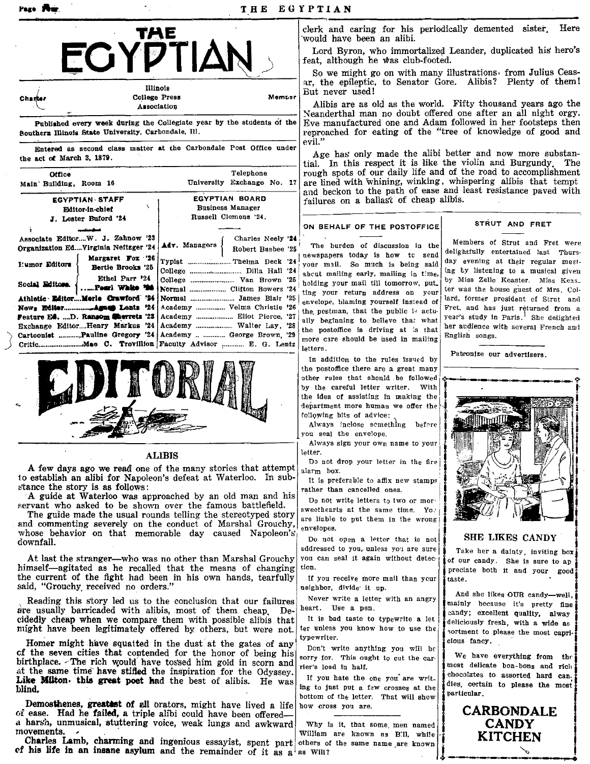# THE EGYPTIAN

Charter Member — Illinois College Press Association

Published every week during the Collegiate year by the students of the Southern Illinois State University, Carbondale, Ill.

Entered as second class matter at the Carbondale Post Office under the act of March 3, 1879.

Office: Main Building, Room 16 — Telephone: University Exchange No. 17

**EGYPTIAN STAFF**

Editor-in-chief: J. Lester Buford '24

- Associate Editor....W. J. Zahnow '23
- Organization Ed....Virginia Neftzger '24
- Humor Editors: Margaret Fox '26, Bertie Brooks '25
- Social Editors: Ethel Parr '24, Pearl White '26
- Athletic Editor....Merle Crawford '24
- News Editor....Agnes Lentz '24
- Feature Ed. ....D. Ransom Sherretz '23
- Exchange Editor....Henry Markus '24
- Cartoonist ....Pauline Gregory '24
- Critic....Mae C. Trovillion

**EGYPTIAN BOARD**

Business Manager: Russell Clemens '24.

- Adv. Managers: Charles Neely '24, Robert Busbee '25
- Typist ....Thelma Deck '24
- College ....Dilla Hall '24
- College ....Van Brown '25
- Normal ....Clifton Bowers '24
- Normal ....James Blair '25
- Academy ....Velma Christie '26
- Academy ....Eliot Pierce, '27
- Academy ....Walter Lay, '28
- Academy ....George Brown, '29
- Faculty Advisor ....E. G. Lentz

# EDITORIAL

## ALIBIS

A few days ago we read one of the many stories that attempt to establish an alibi for Napoleon's defeat at Waterloo. In substance the story is as follows:

A guide at Waterloo was approached by an old man and his servant who asked to be shown over the famous battlefield.

The guide made the usual rounds telling the stereotyped story and commenting severely on the conduct of Marshal Grouchy, whose behavior on that memorable day caused Napoleon's downfall.

At last the stranger—who was no other than Marshal Grouchy himself—agitated as he recalled that the means of changing the current of the fight had been in his own hands, tearfully said, "Grouchy, received no orders."

Reading this story led us to the conclusion that our failures are usually barricaded with alibis, most of them cheap. Decidedly cheap when we compare them with possible alibis that might have been legitimately offered by others, but were not.

Homer might have squatted in the dust at the gates of any of the seven cities that contended for the honor of being his birthplace. The rich would have tossed him gold in scorn and at the same time have stifled the inspiration for the Odyssey. Like Milton, this great poet had the best of alibis. He was blind.

Demosthenes, greatest of all orators, might have lived a life of ease. Had he failed, a triple alibi could have been offered—a harsh, unmusical, stuttering voice, weak lungs and awkward movements.

Charles Lamb, charming and ingenious essayist, spent part of his life in an insane asylum and the remainder of it as a clerk and caring for his periodically demented sister. Here would have been an alibi.

Lord Byron, who immortalized Leander, duplicated his hero's feat, although he was club-footed.

So we might go on with many illustrations, from Julius Ceasar, the epileptic, to Senator Gore. Alibis? Plenty of them! But never used!

Alibis are as old as the world. Fifty thousand years ago the Neanderthal man no doubt offered one after an all night orgy. Eve manufactured one and Adam followed in her footsteps then reproached for eating of the "tree of knowledge of good and evil."

Age has only made the alibi better and now more substantial. In this respect it is like the violin and Burgundy. The rough spots of our daily life and of the road to accomplishment are lined with whining, winking, whispering alibis that tempt and beckon to the path of ease and least resistance paved with failures on a ballast of cheap alibis.

## ON BEHALF OF THE POSTOFFICE

The burden of discussion in the newspapers today is how to send your mail. So much is being said about mailing early, mailing in time, holding your mail till tomorrow, putting your return address on your envelope, blaming yourself instead of the postman, that the public is actually beginning to believe that what the postoffice is driving at is that more care should be used in mailing letters.

In addition to the rules issued by the postoffice there are a great many other rules that should be followed by the careful letter writer. With the idea of assisting in making the department more human we offer the following bits of advice:

Always inclose something before you seal the envelope.

Always sign your own name to your letter.

Do not drop your letter in the fire alarm box.

It is preferable to affix new stamps rather than cancelled ones.

Do not write letters to two or more sweethearts at the same time. You are liable to put them in the wrong envelopes.

Do not open a letter that is not addressed to you, unless you are sure you can seal it again without detection.

If you receive more mail than your neighbor, divide it up.

Never write a letter with an angry heart. Use a pen.

It is bad taste to typewrite a letter unless you know how to use the typewriter.

Don't write anything you will be sorry for. This ought to cut the carrier's load in half.

If you hate the one you are writing to just put a few crosses at the bottom of the letter. That will show how cross you are.

---

Why is it, that some men named William are known as Bill, while others of the same name are known as Will?

## STRUT AND FRET

Members of Strut and Fret were delightfully entertained last Thursday evening at their regular meeting by listening to a musical given by Miss Zelle Keaster. Miss Keaster was the house guest of Mrs. Collard, former president of Strut and Fret, and has just returned from a year's study in Paris. She delighted her audience with several French and English songs.

Patronize our advertisers.

---

**SHE LIKES CANDY**

Take her a dainty, inviting box of our candy. She is sure to appreciate both it and your good taste.

And she likes OUR candy—well, mainly because it's pretty fine candy; excellent quality, alway deliciously fresh, with a wide assortment to please the most capricious fancy.

We have everything from the most delicate bon-bons and rich chocolates to assorted hard candies, certain to please the most particular.

**CARBONDALE CANDY KITCHEN**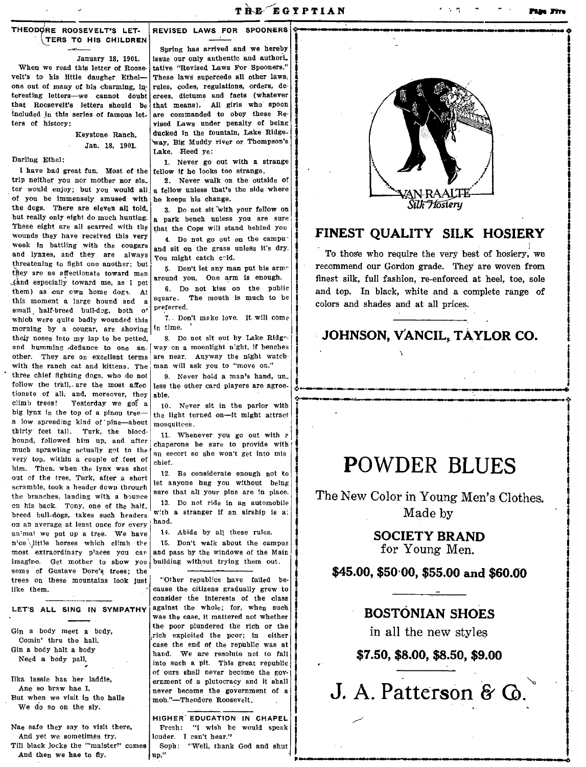## THEODORE ROOSEVELT'S LETTERS TO HIS CHILDREN

January 18, 1901.

When we read this letter of Roosevelt's to his little daugher Ethel—one out of many of his charming, interesting letters—we cannot doubt that Roosevelt's letters should be included in this series of famous letters of history:

Keystone Ranch,
Jan. 18, 1901.

Darling Ethel:

I have had great fun. Most of the trip neither you nor mother nor sister would enjoy; but you would all of you be immensely amused with the dogs. There are eleven all told, but really only eight do much hunting. These eight are all scarred with the wounds they have received this very week in battling with the cougars and lynxes, and they are always threatening to fight one another; but they are as affectionate toward men (and especially toward me, as I pet them) as our own home dogs. At this moment a large hound and a small half-breed bull-dog, both of which were quite badly wounded this morning by a cougar, are shoving their noses into my lap to be petted, and humming defiance to one another. They are on excellent terms with the ranch cat and kittens. The three chief fighting dogs, who do not follow the trail, are the most affectionate of all, and, moreover, they climb trees! Yesterday we got a big lynx in the top of a pinon tree—a low spreading kind of pine—about thirty feet tall. Turk, the blood-hound, followed him up, and after much sprawling actually got to the very top, within a couple of feet of him. Then, when the lynx was shot out of the tree, Turk, after a short scramble, took a header down through the branches, landing with a bounce on his back. Tony, one of the half-breed bull-dogs, takes such headers on an average at least once for every animal we put up a tree. We have nice little horses which climb the most extraordinary places you can imagine. Get mother to show you some of Gustave Dore's trees; the trees on these mountains look just like them.

## LET'S ALL SING IN SYMPATHY

Gin a body meet a body,
  Comin' thru the hall.
Gin a body halt a body
  Need a body pall.

Ilka lassie has her laddie,
  Ane so braw hae I.
But when we visit in the halls
  We do so on the sly.

Nae safe they say to visit there,
  And yet we sometimes try.
Till black locks the "maister" comes
  And then we hae to fly.

## REVISED LAWS FOR SPOONERS

Spring has arrived and we hereby issue our only authentic and authoritative "Revised Laws For Spooners." These laws supercede all other laws, rules, codes, regulations, orders, decrees, dictums and facts (whatever that means). All girls who spoon are commanded to obey these Revised Laws under penalty of being ducked in the fountain, Lake Ridgeway, Big Muddy river or Thompson's Lake. Heed ye:

1. Never go out with a strange fellow if he looks too strange.

2. Never walk on the outside of a fellow unless that's the side where he keeps his change.

3. Do not sit with your fellow on a park bench unless you are sure that the Cops will stand behind you.

4. Do not go out on the campus and sit on the grass unless it's dry. You might catch cold.

5. Don't let any man put his arms around you. One arm is enough.

6. Do not kiss on the public square. The mouth is much to be preferred.

7. Don't make love. It will come in time.

8. Do not sit out by Lake Ridgeway on a moonlight night, if benches are near. Anyway the night watchman will ask you to "move on."

9. Never hold a man's hand, unless the other card players are agreeable.

10. Never sit in the parlor with the light turned on—it might attract mosquitoes.

11. Whenever you go out with a chaperone be sure to provide with an escort so she won't get into mischief.

12. Be considerate enough not to let anyone hug you without being sure that all your pins are in place.

13. Do not ride in an automobile with a stranger if an airship is at hand.

14. Abide by all these rules.

15. Don't walk about the campus and pass by the windows of the Main building without trying them out.

---

"Other republics have failed because the citizens gradually grew to consider the interests of the class against the whole; for, when such was the case, it mattered not whether the poor plundered the rich or the rich exploited the poor; in either case the end of the republic was at hand. We are resolute not to fall into such a pit. This great republic of ours shall never become the government of a plutocracy and it shall never become the government of a mob."—Theodore Roosevelt.

## HIGHER EDUCATION IN CHAPEL

Fresh: "I wish he would speak louder. I can't hear."

Soph: "Well, thank God and shut up."

---

VAN RAALTE
*Silk Hosiery*

**FINEST QUALITY SILK HOSIERY**

To those who require the very best of hosiery, we recommend our Gordon grade. They are woven from finest silk, full fashion, re-enforced at heel, toe, sole and top. In black, white and a complete range of colors and shades and at all prices.

**JOHNSON, VANCIL, TAYLOR CO.**

---

# POWDER BLUES

The New Color in Young Men's Clothes.
Made by

**SOCIETY BRAND**
for Young Men.

**$45.00, $50.00, $55.00 and $60.00**

**BOSTONIAN SHOES**
in all the new styles

**$7.50, $8.00, $8.50, $9.00**

# J. A. Patterson & Co.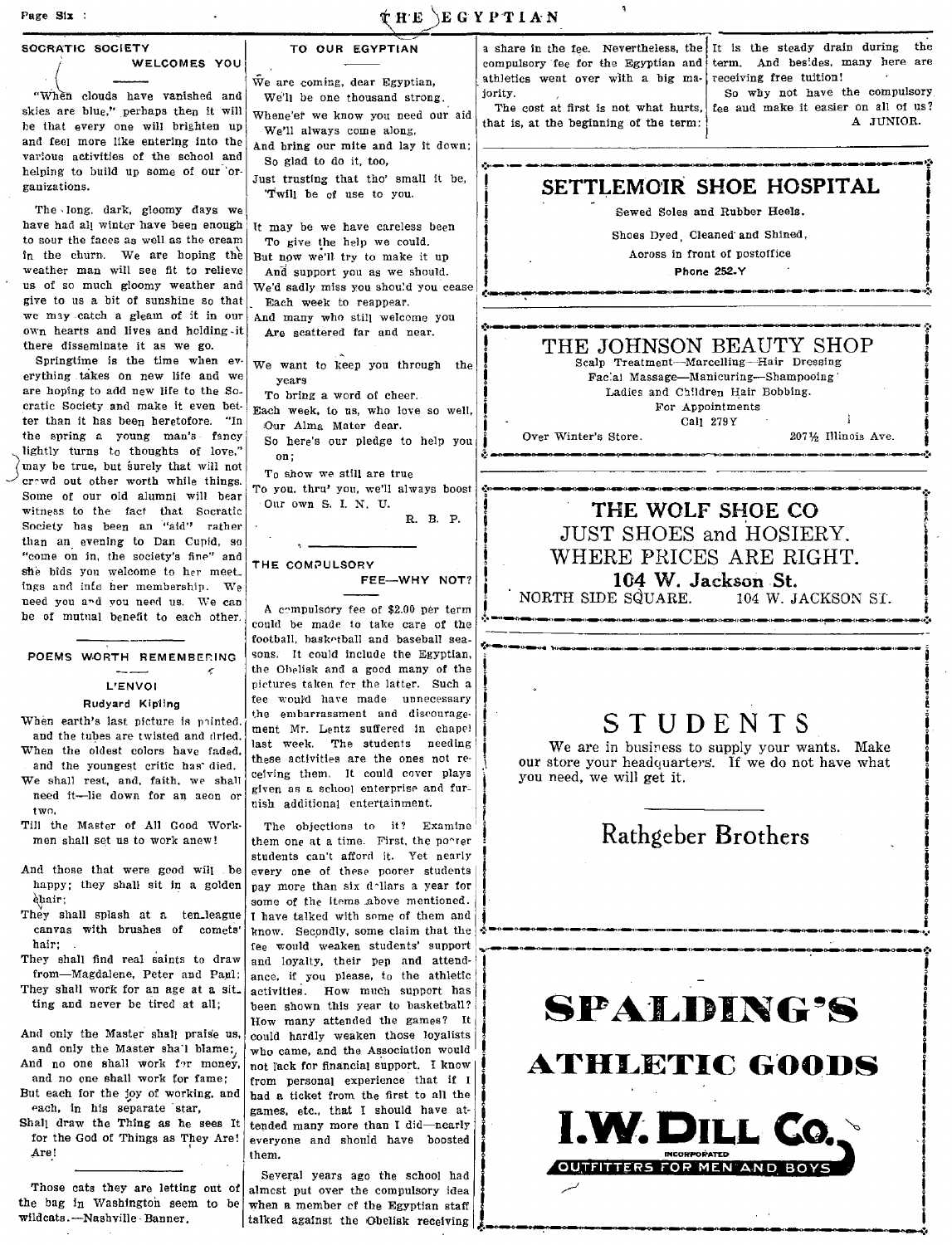## SOCRATIC SOCIETY WELCOMES YOU

"When clouds have vanished and skies are blue," perhaps then it will be that every one will brighten up and feel more like entering into the various activities of the school and helping to build up some of our organizations.

The long, dark, gloomy days we have had all winter have been enough to sour the faces as well as the cream in the churn. We are hoping the weather man will see fit to relieve us of so much gloomy weather and give to us a bit of sunshine so that we may catch a gleam of it in our own hearts and lives and holding it there disseminate it as we go.

Springtime is the time when everything takes on new life and we are hoping to add new life to the Socratic Society and make it even better than it has been heretofore. "In the spring a young man's fancy lightly turns to thoughts of love," may be true, but surely that will not crowd out other worth while things. Some of our old alumni will bear witness to the fact that Socratic Society has been an "aid" rather than an evening to Dan Cupid, so "come on in, the society's fine" and she bids you welcome to her meetings and into her membership. We need you and you need us. We can be of mutual benefit to each other.

---

## POEMS WORTH REMEMBERING

### L'ENVOI

**Rudyard Kipling**

When earth's last picture is painted, and the tubes are twisted and dried,
When the oldest colors have faded, and the youngest critic has died,
We shall rest, and, faith, we shall need it—lie down for an aeon or two,
Till the Master of All Good Workmen shall set us to work anew!

And those that were good will be happy; they shall sit in a golden chair;
They shall splash at a ten-league canvas with brushes of comets' hair;
They shall find real saints to draw from—Magdalene, Peter and Paul;
They shall work for an age at a sitting and never be tired at all;

And only the Master shall praise us, and only the Master shall blame;
And no one shall work for money, and no one shall work for fame;
But each for the joy of working, and each, in his separate star,
Shall draw the Thing as he sees It for the God of Things as They Are!

---

Those cats they are letting out of the bag in Washington seem to be wildcats.—Nashville Banner.

---

## TO OUR EGYPTIAN

We are coming, dear Egyptian,
We'll be one thousand strong.
Whene'er we know you need our aid
We'll always come along,
And bring our mite and lay it down;
So glad to do it, too,
Just trusting that tho' small it be,
'Twill be of use to you.

It may be we have careless been
To give the help we could.
But now we'll try to make it up
And support you as we should.
We'd sadly miss you should you cease
Each week to reappear.
And many who still welcome you
Are scattered far and near.

We want to keep you through the years
To bring a word of cheer.
Each week, to us, who love so well,
Our Alma Mater dear.
So here's our pledge to help you on;
To show we still are true
To you, thru' you, we'll always boost
Our own S. I. N. U.

R. B. P.

---

## THE COMPULSORY FEE—WHY NOT?

A compulsory fee of $2.00 per term could be made to take care of the football, basketball and baseball seasons. It could include the Egyptian, the Obelisk and a good many of the pictures taken for the latter. Such a fee would have made unnecessary the embarrassment and discouragement Mr. Lentz suffered in chapel last week. The students needing these activities are the ones not receiving them. It could cover plays given as a school enterprise and furnish additional entertainment.

The objections to it? Examine them one at a time. First, the poorer students can't afford it. Yet nearly every one of these poorer students pay more than six dollars a year for some of the items above mentioned. I have talked with some of them and know. Secondly, some claim that the fee would weaken students' support and loyalty, their pep and attendance, if you please, to the athletic activities. How much support has been shown this year to basketball? How many attended the games? It could hardly weaken those loyalists who came, and the Association would not lack for financial support. I know from personal experience that if I had a ticket from the first to all the games, etc., that I should have attended many more than I did—nearly everyone and should have boosted them.

Several years ago the school had almost put over the compulsory idea when a member of the Egyptian staff talked against the Obelisk receiving a share in the fee. Nevertheless, the compulsory fee for the Egyptian and athletics went over with a big majority.

The cost at first is not what hurts, that is, at the beginning of the term: It is the steady drain during the term. And besides, many here are receiving free tuition!

So why not have the compulsory fee and make it easier on all of us?

A JUNIOR.

---

**SETTLEMOIR SHOE HOSPITAL**

Sewed Soles and Rubber Heels.

Shoes Dyed, Cleaned and Shined,

Across in front of postoffice

Phone 252-Y

---

**THE JOHNSON BEAUTY SHOP**

Scalp Treatment—Marcelling—Hair Dressing

Facial Massage—Manicuring—Shampooing

Ladies and Children Hair Bobbing.

For Appointments

Call 279Y

Over Winter's Store. 207½ Illinois Ave.

---

**THE WOLF SHOE CO**

JUST SHOES and HOSIERY.

WHERE PRICES ARE RIGHT.

**104 W. Jackson St.**

NORTH SIDE SQUARE. 104 W. JACKSON ST.

---

**STUDENTS**

We are in business to supply your wants. Make our store your headquarters. If we do not have what you need, we will get it.

**Rathgeber Brothers**

---

**SPALDING'S ATHLETIC GOODS**

**I. W. DILL CO.**

INCORPORATED

OUTFITTERS FOR MEN AND BOYS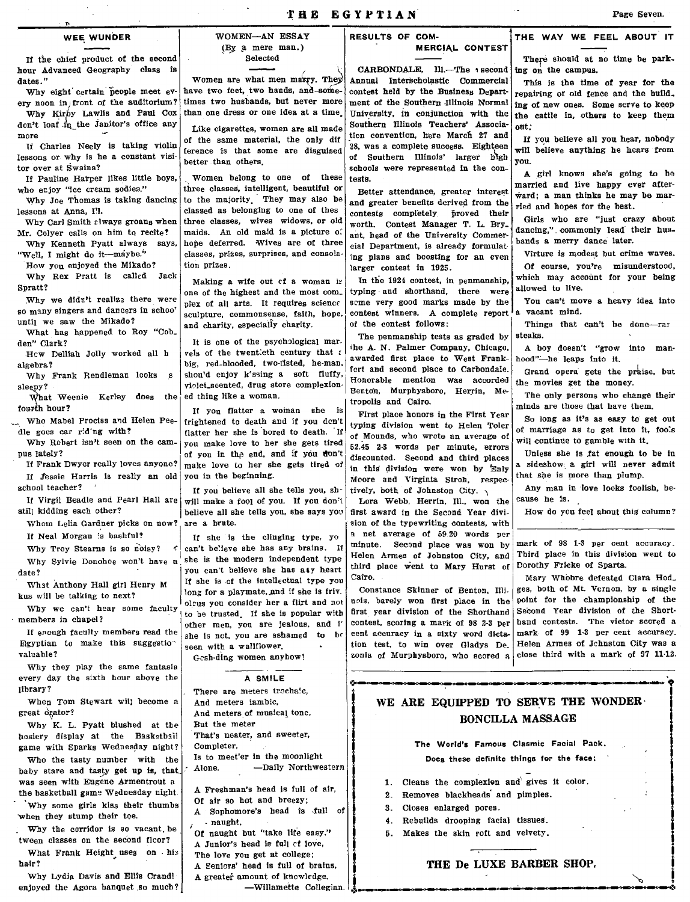## WEE WUNDER

If the chief product of the second hour Advanced Geography class is dates."

Why eight certain people meet every noon in front of the auditorium?

Why Kirby Lawlis and Paul Cox don't loaf in the Janitor's office any more

If Charles Neely is taking violin lessons or why is he a constant visitor over at Swains?

If Pauline Harper likes little boys, who enjoy "ice cream sodies."

Why Joe Thomas is taking dancing lessons at Anna, I'll.

Why Carl Smith always groans when Mr. Colyer calls on him to recite?

Why Kenneth Pyatt always says, "Well, I might do it—maybe."

How you enjoyed the Mikado?

Why Rex Pratt is called Jack Spratt?

Why we didn't realize there were so many singers and dancers in school until we saw the Mikado?

What has happened to Roy "Cobden" Clark?

How Deliah Jolly worked all h algebra?

Why Frank Rendleman looks s sleepy?

What Weenie Kerley does the fourth hour?

Who Mabel Prociss and Helen Peedle goes car riding with?

Why Robert isn't seen on the campus lately?

If Frank Dwyer really loves anyone?

If Jessie Harris is really an old school teacher?

If Virgil Beadle and Pearl Hall are still kidding each other?

Whom Lelia Gardner picks on now?

If Neal Morgan is bashful?

Why Troy Stearns is so noisy?

Why Sylvie Donohoe won't have a date?

What Anthony Hall girl Henry M kus will be talking to next?

Why we can't hear some faculty members in chapel?

If enough faculty members read the Egyptian to make this suggestion valuable?

Why they play the same fantasia every day the sixth hour above the library?

When Tom Stewart will become a great orator?

Why K. L. Pyatt blushed at the hosiery display at the Basketball game with Sparks Wednesday night?

Who the tasty number with the baby stare and tasty get up is, that was seen with Eugene Armentrout a the basketball game Wednesday night

Why some girls kiss their thumbs when they stump their toe.

Why the corridor is so vacant be tween classes on the second floor?

What Frank Height uses on his hair?

Why Lydia Davis and Ellis Crandl enjoyed the Agora banquet so much?

## WOMEN—AN ESSAY

(By a mere man.)
Selected

Women are what men marry. They have two feet, two hands, and sometimes two husbands, but never more than one dress or one idea at a time.

Like cigarettes, women are all made of the same material, the only difference is that some are disguised better than others.

Women belong to one of these three classes, intelligent, beautiful or to the majority. They may also be classed as belonging to one of thes three classes, wives widows, or old maids. An old maid is a picture of hope deferred. Wives are of three classes, prizes, surprises, and consolation prizes.

Making a wife out of a woman is one of the highest and the most complex of all arts. It requires science sculpture, commonsense, faith, hope, and charity, especially charity.

It is one of the psychological marvels of the twentieth century that a big, red-blooded, two-fisted, he-man, should enjoy k'ssing a soft fluffy, violet-scented, drug store complexioned thing like a woman.

If you flatter a woman she is frightened to death and if you don't flatter her she is bored to death. If you make love to her she gets tired of you in the end, and if you don't make love to her she gets tired of you in the beginning.

If you believe all she tells you, she will make a fool of you. If you don't believe all she tells you, she says you are a brute.

If she is the clinging type, you can't believe she has any brains. If she is the modern independent type you can't believe she has any heart If she is of the intellectual type you long for a playmate, and if she is frivolous you consider her a flirt and not to be trusted. If she is popular with other men, you are jealous, and if she is not, you are ashamed to be seen with a wallflower.

Gosh-ding women anyhow!

## A SMILE

There are meters trochaic,
And meters iambic,
And meters of musical tone.
But the meter
That's neater, and sweeter,
Completer,
Is to meet'er in the moonlight
Alone. —Daily Northwestern

A Freshman's head is full of air,
Of air so hot and breezy;
A Sophomore's head is full of naught,
Of naught but "take life easy."
A Junior's head is full of love,
The love you get at college;
A Seniors' head is full of brains,
A greater amount of knowledge.
—Willamette Collegian.

## RESULTS OF COMMERCIAL CONTEST

CARBONDALE, Ill.—The second Annual Interscholastic Commercial contest held by the Business Department of the Southern Illinois Normal University, in conjunction with the Southern Illinois Teachers' Association convention, here March 27 and 28, was a complete success. Eighteen of Southern Illinois' larger high schools were represented in the contests.

Better attendance, greater interest and greater benefits derived from the contests completely proved their worth. Contest Manager T. L. Bryant, head of the University Commercial Department, is already formulating plans and boosting for an even larger contest in 1925.

In the 1924 contest, in penmanship, typing and shorthand, there were some very good marks made by the contest winners. A complete report of the contest follows:

The penmanship tests as graded by the A. N. Palmer Company, Chicago, awarded first place to West Frankfort and second place to Carbondale. Honorable mention was accorded Benton, Murphysboro, Herrin, Metropolis and Cairo.

First place honors in the First Year typing division went to Helen Toler of Mounds, who wrote an average of 52.45 2-3 words per minute, errors discounted. Second and third places in this division were won by Enly Moore and Virginia Stroh, respectively, both of Johnston City.

Lora Webb, Herrin, Ill., won the first award in the Second Year division of the typewriting contests, with a net average of 59.20 words per minute. Second place was won by Helen Armes of Johnston City, and third place went to Mary Hurst of Cairo.

Constance Skinner of Benton, Illinois, barely won first place in the first year division of the Shorthand contest, scoring a mark of 98 2-3 per cent accuracy in a sixty word dictation test, to win over Gladys Dezonia of Murphysboro, who scored a mark of 98 1-3 per cent accuracy. Third place in this division went to Dorothy Fricke of Sparta.

Mary Whobre defeated Clara Hodges, both of Mt. Vernon, by a single point for the championship of the Second Year division of the Shorthand contests. The victor scored a mark of 99 1-3 per cent accuracy. Helen Armes of Johnston City was a close third with a mark of 97 11-12.

## THE WAY WE FEEL ABOUT IT

There should at no time be parking on the campus.

This is the time of year for the repairing of old fence and the building of new ones. Some serve to keep the cattle in, others to keep them out.

If you believe all you hear, nobody will believe anything he hears from you.

A girl knows she's going to be married and live happy ever afterward; a man thinks he may be married and hopes for the best.

Girls who are "just crazy about dancing," commonly lead their husbands a merry dance later.

Virture is modest but crime waves.

Of course, you're misunderstood, which may account for your being allowed to live.

You can't move a heavy idea into a vacant mind.

Things that can't be done—rar steaks.

A boy doesn't "grow into manhood"—he leaps into it.

Grand opera gets the praise, but the movies get the money.

The only persons who change their minds are those that have them.

So long as it's as easy to get out of marriage as to get into it, fools will continue to gamble with it.

Unless she is fat enough to be in a sideshow a girl will never admit that she is more than plump.

Any man in love looks foolish, because he is.

How do you feel about this column?

---

## WE ARE EQUIPPED TO SERVE THE WONDER BONCILLA MASSAGE

**The World's Famous Clasmic Facial Pack.**

**Does these definite things for the face:**

1. Cleans the complexion and gives it color.
2. Removes blackheads and pimples.
3. Closes enlarged pores.
4. Rebuilds drooping facial tissues.
5. Makes the skin soft and velvety.

**THE De LUXE BARBER SHOP.**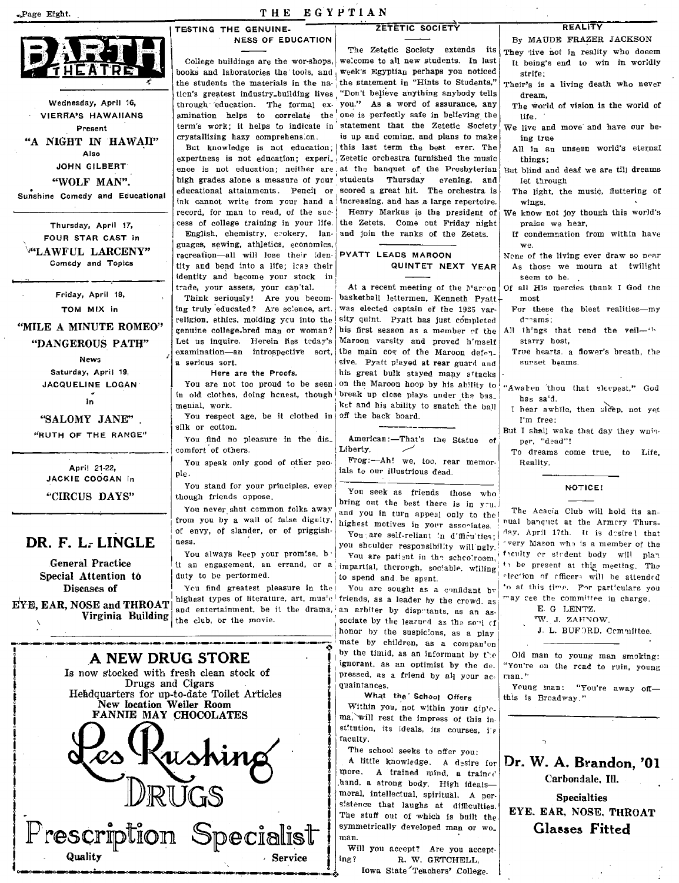# BARTH THEATRE

Wednesday, April 16,
VIERRA'S HAWAIIANS
Present
**"A NIGHT IN HAWAII"**
Also
JOHN GILBERT
**"WOLF MAN".**
Sunshine Comedy and Educational

Thursday, April 17,
FOUR STAR CAST in
**"LAWFUL LARCENY"**
Comedy and Topics

Friday, April 18,
TOM MIX in
**"MILE A MINUTE ROMEO"**
**"DANGEROUS PATH"**
News

Saturday, April 19,
JACQUELINE LOGAN
in
**"SALOMY JANE"**
"RUTH OF THE RANGE"

April 21-22,
JACKIE COOGAN in
**"CIRCUS DAYS"**

## DR. F. L. LINGLE

**General Practice**
**Special Attention to Diseases of**
**EYE, EAR, NOSE and THROAT**
**Virginia Building**

## TESTING THE GENUINENESS OF EDUCATION

College buildings are the wor-shops, books and laboratories the tools, and the students the materials in the nation's greatest industry-building lives through education. The formal examination helps to correlate the term's work; it helps to indicate in crystallizing hazy comprehension.

But knowledge is not education; expertness is not education; experience is not education; neither are high grades alone a measure of your educational attainments. Pencil or ink cannot write from your hand a record, for man to read, of the success of college training in your life.

English, chemistry, cookery, languages, sewing, athletics, economics, recreation—all will lose their identity and bend into a life; lose their identity and become your stock in trade, your assets, your capital.

Think seriously! Are you becoming truly educated? Are science, art, religion, ethics, molding you into the genuine college-bred man or woman? Let us inquire. Herein lies today's examination—an introspective sort, a serious sort.

**Here are the Proofs.**

You are not too proud to be seen in old clothes, doing honest, though menial, work.

You respect age, be it clothed in silk or cotton.

You find no pleasure in the discomfort of others.

You speak only good of other people.

You stand for your principles, even though friends oppose.

You never shut common folks away from you by a wall of false dignity, of envy, of slander, or of priggishness.

You always keep your promise, be it an engagement, an errand, or a duty to be performed.

You find greatest pleasure in the highest types of literature, art, music and entertainment, be it the drama, the club, or the movie.

You seek as friends those who bring out the best there is in you, and you in turn appeal only to the highest motives in your associates.

You are self-reliant in difficulties; you shoulder responsibility willingly.

You are patient in the schoolroom, impartial, thorough, sociable, willing to spend and be spent.

You are sought as a confidant by friends, as a leader by the crowd, as an arbiter by disputants, as an associate by the learned, as the soul of honor by the suspicious, as a playmate by children, as a companion by the timid, as an informant by the ignorant, as an optimist by the depressed, as a friend by all your acquaintances.

**What the School Offers**

Within you, not within your diploma, will rest the impress of this institution, its ideals, its courses, its faculty.

The school seeks to offer you:

A little knowledge. A desire for more. A trained mind, a trained hand, a strong body. High ideals—moral, intellectual, spiritual. A persistence that laughs at difficulties. The stuff out of which is built the symmetrically developed man or woman.

Will you accept? Are you accepting?

R. W. GETCHELL,
Iowa State Teachers' College.

## ZETETIC SOCIETY

The Zetetic Society extends its welcome to all new students. In last week's Egyptian perhaps you noticed the statement in "Hints to Students," "Don't believe anything anybody tells you." As a word of assurance, any one is perfectly safe in believing the statement that the Zetetic Society is up and coming, and plans to make this last term the best ever. The Zetetic orchestra furnished the music at the banquet of the Presbyterian students Thursday evening, and scored a great hit. The orchestra is increasing, and has a large repertoire.

Henry Markus is the president of the Zetets. Come out Friday night and join the ranks of the Zetets.

## PYATT LEADS MAROON QUINTET NEXT YEAR

At a recent meeting of the Maroon basketball lettermen, Kenneth Pyatt was elected captain of the 1925 varsity quint. Pyatt has just completed his first season as a member of the Maroon varsity and proved himself the main cog of the Maroon defensive. Pyatt played at rear guard and his great bulk stayed many attacks on the Maroon hoop by his ability to break up close plays under the basket and his ability to snatch the ball off the back board.

---

American:—That's the Statue of Liberty.

Frog:—Ah! we, too, rear memorials to our illustrious dead.

## REALITY

By MAUDE FRAZER JACKSON

They live not in reality who deem
It being's end to win in worldly strife;
Their's is a living death who never dream,
The world of vision is the world of life.
We live and move and have our being true
All in an unseen world's eternal things;
But blind and deaf we are till dreams let through
The light, the music, fluttering of wings.
We know not joy though this world's praise we hear,
If condemnation from within have we.
None of the living ever draw so near
As those we mourn at twilight seem to be.
Of all His mercies thank I God the most
For these the blest realities—my dreams;
All things that rend the veil—the starry host,
True hearts, a flower's breath, the sunset beams.

"Awaken thou that sleepest," God has said.
I hear awhile, then sleep, not yet I'm free:
But I shall wake that day they whisper, "dead"!
To dreams come true, to Life, Reality.

## NOTICE!

The Acacia Club will hold its annual banquet at the Armory Thursday, April 17th. It is desired that every Mason who is a member of the faculty or student body will plan to be present at this meeting. The election of officers will be attended to at this time. For particulars you may see the committee in charge.

E. G. LENTZ.
W. J. ZAHNOW.
J. L. BUFORD, Committee.

---

Old man to young man smoking: "You're on the road to ruin, young man."

Young man: "You're away off—this is Broadway."

## A NEW DRUG STORE

Is now stocked with fresh clean stock of
Drugs and Cigars
Headquarters for up-to-date Toilet Articles
New location Weiler Room
FANNIE MAY CHOCOLATES

# Les Rushing DRUGS

# Prescription Specialist

Quality — Service

## Dr. W. A. Brandon, '01

Carbondale, Ill.

**Specialties**
**EYE, EAR, NOSE, THROAT**
**Glasses Fitted**